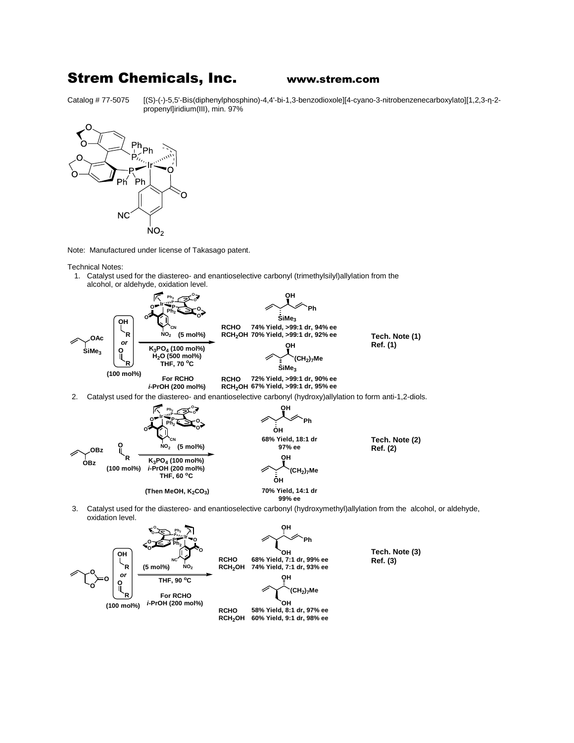# Strem Chemicals, Inc.

www.strem.com

Catalog # 77-5075 [(S)-(-)-5,5'-Bis(diphenylphosphino)-4,4'-bi-1,3-benzodioxole][4-cyano-3-nitrobenzenecarboxylato][1,2,3-η-2-propenyl]iridium(III), min. 97%

Note: Manufactured under license of Takasago patent.

Technical Notes:

1. Catalyst used for the diastereo- and enantioselective carbonyl (trimethylsilyl)allylation from the alcohol, or aldehyde, oxidation level.

   Conditions: (5 mol%) catalyst, $K_3PO_4$ (100 mol%), $H_2O$ (500 mol%), THF, 70 °C; For RCHO *i*-PrOH (200 mol%); RCH$_2$OH or RCHO (100 mol%)

   | Product | Substrate | Result |
   |---|---|---|
   | R = CH=CHPh | RCHO | 74% Yield, >99:1 dr, 94% ee |
   | | RCH$_2$OH | 70% Yield, >99:1 dr, 92% ee |
   | R = (CH$_2$)$_7$Me | RCHO | 72% Yield, >99:1 dr, 90% ee |
   | | RCH$_2$OH | 67% Yield, >99:1 dr, 95% ee |

   Tech. Note (1) Ref. (1)

2. Catalyst used for the diastereo- and enantioselective carbonyl (hydroxy)allylation to form anti-1,2-diols.

   Conditions: (5 mol%) catalyst, $K_3PO_4$ (100 mol%), *i*-PrOH (200 mol%), THF, 60 °C (Then MeOH, $K_2CO_3$); RCHO (100 mol%)

   - R = CH=CHPh: 68% Yield, 18:1 dr, 97% ee
   - R = (CH$_2$)$_7$Me: 70% Yield, 14:1 dr, 99% ee

   Tech. Note (2) Ref. (2)

3. Catalyst used for the diastereo- and enantioselective carbonyl (hydroxymethyl)allylation from the alcohol, or aldehyde, oxidation level.

   Conditions: (5 mol%) catalyst, THF, 90 °C; For RCHO *i*-PrOH (200 mol%); RCH$_2$OH or RCHO (100 mol%)

   | Product | Substrate | Result |
   |---|---|---|
   | R = CH=CHPh | RCHO | 68% Yield, 7:1 dr, 99% ee |
   | | RCH$_2$OH | 74% Yield, 7:1 dr, 93% ee |
   | R = (CH$_2$)$_7$Me | RCHO | 58% Yield, 8:1 dr, 97% ee |
   | | RCH$_2$OH | 60% Yield, 9:1 dr, 98% ee |

   Tech. Note (3) Ref. (3)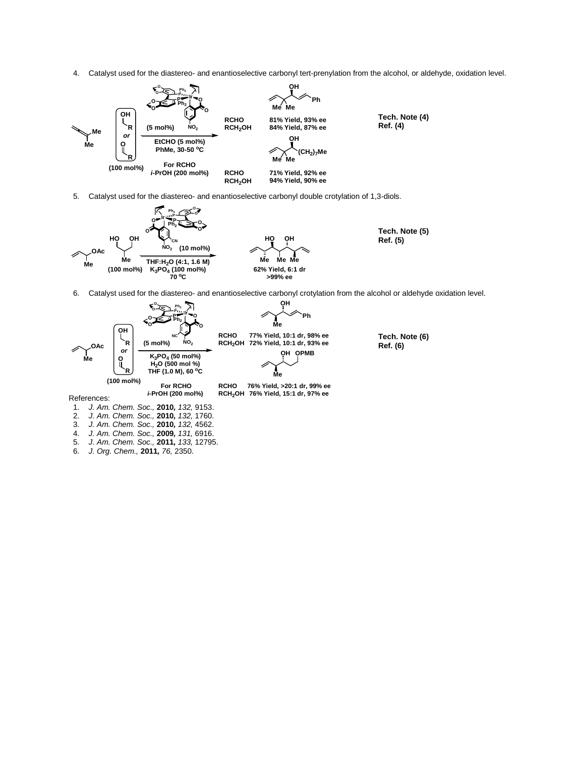4. Catalyst used for the diastereo- and enantioselective carbonyl tert-prenylation from the alcohol, or aldehyde, oxidation level.

(5 mol%)

EtCHO (5 mol%)
PhMe, 30-50 °C

For RCHO
*i*-PrOH (200 mol%)

(100 mol%)

RCHO 81% Yield, 93% ee
$RCH_2OH$ 84% Yield, 87% ee

RCHO 71% Yield, 92% ee
$RCH_2OH$ 94% Yield, 90% ee

**Tech. Note (4)**
**Ref. (4)**

5. Catalyst used for the diastereo- and enantioselective carbonyl double crotylation of 1,3-diols.

(10 mol%)

(100 mol%)

THF:$H_2O$ (4:1, 1.6 M)
$K_3PO_4$ (100 mol%)
70 °C

62% Yield, 6:1 dr
>99% ee

**Tech. Note (5)**
**Ref. (5)**

6. Catalyst used for the diastereo- and enantioselective carbonyl crotylation from the alcohol or aldehyde oxidation level.

(5 mol%)

$K_3PO_4$ (50 mol%)
$H_2O$ (500 mol %)
THF (1.0 M), 60 °C

(100 mol%)

For RCHO
*i*-PrOH (200 mol%)

RCHO 77% Yield, 10:1 dr, 98% ee
$RCH_2OH$ 72% Yield, 10:1 dr, 93% ee

RCHO 76% Yield, >20:1 dr, 99% ee
$RCH_2OH$ 76% Yield, 15:1 dr, 97% ee

**Tech. Note (6)**
**Ref. (6)**

References:

1. *J. Am. Chem. Soc.,* **2010,** *132,* 9153.
2. *J. Am. Chem. Soc.,* **2010,** *132,* 1760.
3. *J. Am. Chem. Soc.,* **2010,** *132,* 4562.
4. *J. Am. Chem. Soc.,* **2009,** *131,* 6916.
5. *J. Am. Chem. Soc.,* **2011,** *133,* 12795.
6. *J. Org. Chem.,* **2011,** *76,* 2350.